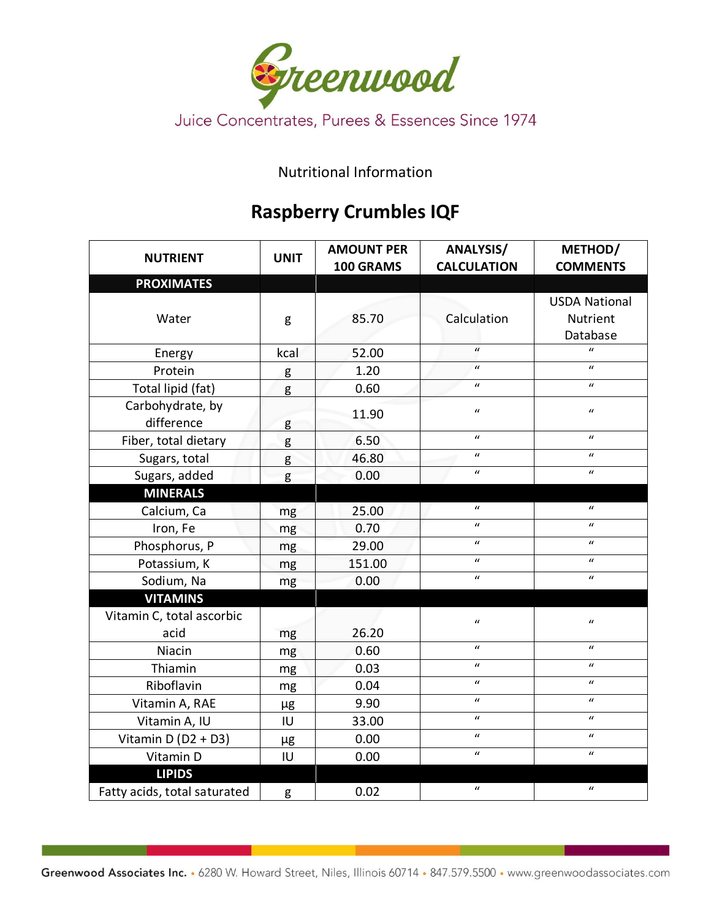# Greenwood

Juice Concentrates, Purees & Essences Since 1974

Nutritional Information

## Raspberry Crumbles IQF

| NUTRIENT | UNIT | AMOUNT PER 100 GRAMS | ANALYSIS/ CALCULATION | METHOD/ COMMENTS |
|---|---|---|---|---|
| **PROXIMATES** | | | | |
| Water | g | 85.70 | Calculation | USDA National Nutrient Database |
| Energy | kcal | 52.00 | " | " |
| Protein | g | 1.20 | " | " |
| Total lipid (fat) | g | 0.60 | " | " |
| Carbohydrate, by difference | g | 11.90 | " | " |
| Fiber, total dietary | g | 6.50 | " | " |
| Sugars, total | g | 46.80 | " | " |
| Sugars, added | g | 0.00 | " | " |
| **MINERALS** | | | | |
| Calcium, Ca | mg | 25.00 | " | " |
| Iron, Fe | mg | 0.70 | " | " |
| Phosphorus, P | mg | 29.00 | " | " |
| Potassium, K | mg | 151.00 | " | " |
| Sodium, Na | mg | 0.00 | " | " |
| **VITAMINS** | | | | |
| Vitamin C, total ascorbic acid | mg | 26.20 | " | " |
| Niacin | mg | 0.60 | " | " |
| Thiamin | mg | 0.03 | " | " |
| Riboflavin | mg | 0.04 | " | " |
| Vitamin A, RAE | µg | 9.90 | " | " |
| Vitamin A, IU | IU | 33.00 | " | " |
| Vitamin D (D2 + D3) | µg | 0.00 | " | " |
| Vitamin D | IU | 0.00 | " | " |
| **LIPIDS** | | | | |
| Fatty acids, total saturated | g | 0.02 | " | " |

Greenwood Associates Inc. • 6280 W. Howard Street, Niles, Illinois 60714 • 847.579.5500 • www.greenwoodassociates.com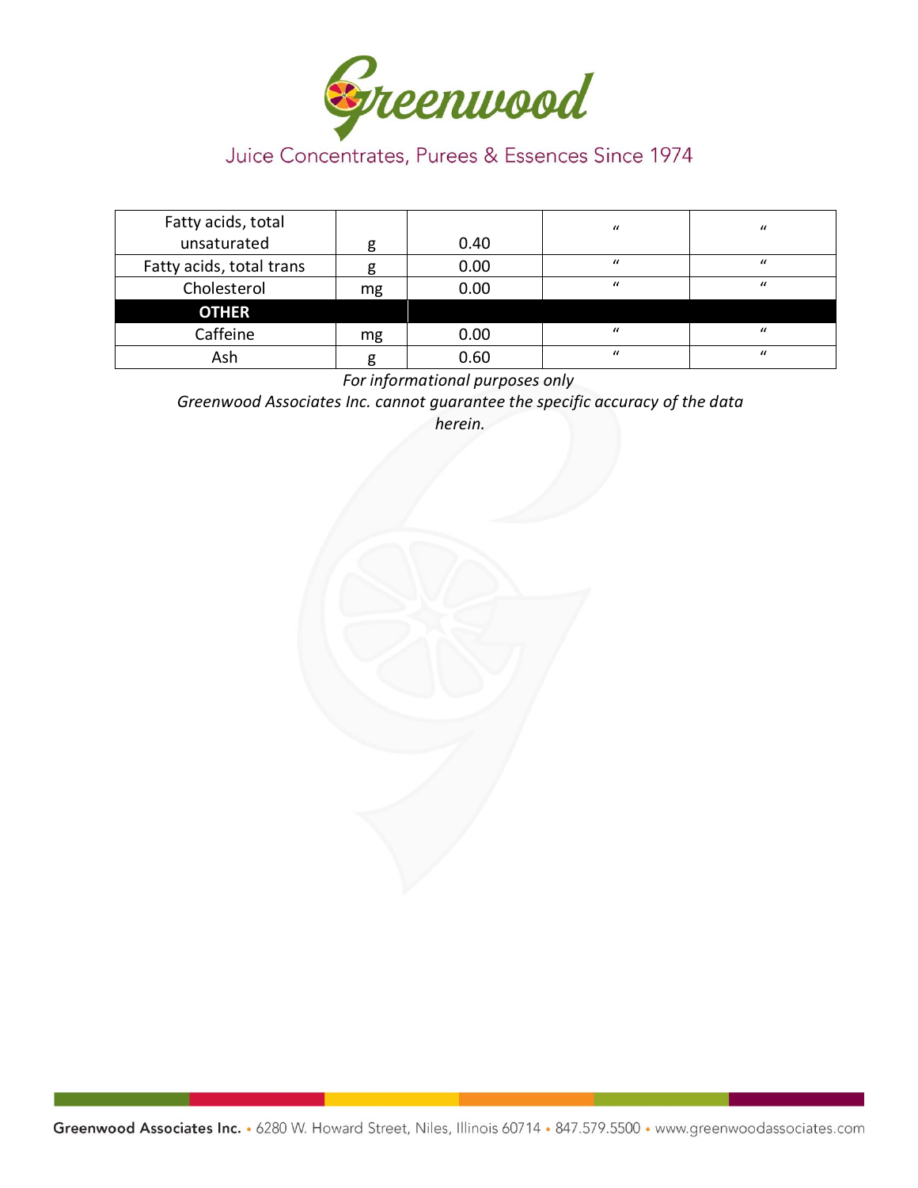| | | | | |
|---|---|---|---|---|
| Fatty acids, total unsaturated | g | 0.40 | " | " |
| Fatty acids, total trans | g | 0.00 | " | " |
| Cholesterol | mg | 0.00 | " | " |
| **OTHER** | | | | |
| Caffeine | mg | 0.00 | " | " |
| Ash | g | 0.60 | " | " |

*For informational purposes only*

*Greenwood Associates Inc. cannot guarantee the specific accuracy of the data herein.*